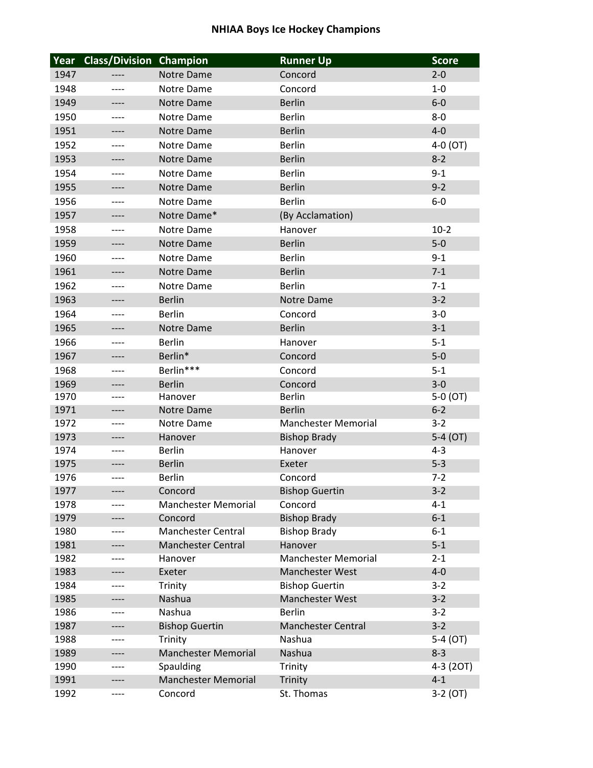# NHIAA Boys Ice Hockey Champions

| Year | Class/Division | Champion | Runner Up | Score |
|---|---|---|---|---|
| 1947 | ---- | Notre Dame | Concord | 2-0 |
| 1948 | ---- | Notre Dame | Concord | 1-0 |
| 1949 | ---- | Notre Dame | Berlin | 6-0 |
| 1950 | ---- | Notre Dame | Berlin | 8-0 |
| 1951 | ---- | Notre Dame | Berlin | 4-0 |
| 1952 | ---- | Notre Dame | Berlin | 4-0 (OT) |
| 1953 | ---- | Notre Dame | Berlin | 8-2 |
| 1954 | ---- | Notre Dame | Berlin | 9-1 |
| 1955 | ---- | Notre Dame | Berlin | 9-2 |
| 1956 | ---- | Notre Dame | Berlin | 6-0 |
| 1957 | ---- | Notre Dame* | (By Acclamation) | |
| 1958 | ---- | Notre Dame | Hanover | 10-2 |
| 1959 | ---- | Notre Dame | Berlin | 5-0 |
| 1960 | ---- | Notre Dame | Berlin | 9-1 |
| 1961 | ---- | Notre Dame | Berlin | 7-1 |
| 1962 | ---- | Notre Dame | Berlin | 7-1 |
| 1963 | ---- | Berlin | Notre Dame | 3-2 |
| 1964 | ---- | Berlin | Concord | 3-0 |
| 1965 | ---- | Notre Dame | Berlin | 3-1 |
| 1966 | ---- | Berlin | Hanover | 5-1 |
| 1967 | ---- | Berlin* | Concord | 5-0 |
| 1968 | ---- | Berlin*** | Concord | 5-1 |
| 1969 | ---- | Berlin | Concord | 3-0 |
| 1970 | ---- | Hanover | Berlin | 5-0 (OT) |
| 1971 | ---- | Notre Dame | Berlin | 6-2 |
| 1972 | ---- | Notre Dame | Manchester Memorial | 3-2 |
| 1973 | ---- | Hanover | Bishop Brady | 5-4 (OT) |
| 1974 | ---- | Berlin | Hanover | 4-3 |
| 1975 | ---- | Berlin | Exeter | 5-3 |
| 1976 | ---- | Berlin | Concord | 7-2 |
| 1977 | ---- | Concord | Bishop Guertin | 3-2 |
| 1978 | ---- | Manchester Memorial | Concord | 4-1 |
| 1979 | ---- | Concord | Bishop Brady | 6-1 |
| 1980 | ---- | Manchester Central | Bishop Brady | 6-1 |
| 1981 | ---- | Manchester Central | Hanover | 5-1 |
| 1982 | ---- | Hanover | Manchester Memorial | 2-1 |
| 1983 | ---- | Exeter | Manchester West | 4-0 |
| 1984 | ---- | Trinity | Bishop Guertin | 3-2 |
| 1985 | ---- | Nashua | Manchester West | 3-2 |
| 1986 | ---- | Nashua | Berlin | 3-2 |
| 1987 | ---- | Bishop Guertin | Manchester Central | 3-2 |
| 1988 | ---- | Trinity | Nashua | 5-4 (OT) |
| 1989 | ---- | Manchester Memorial | Nashua | 8-3 |
| 1990 | ---- | Spaulding | Trinity | 4-3 (2OT) |
| 1991 | ---- | Manchester Memorial | Trinity | 4-1 |
| 1992 | ---- | Concord | St. Thomas | 3-2 (OT) |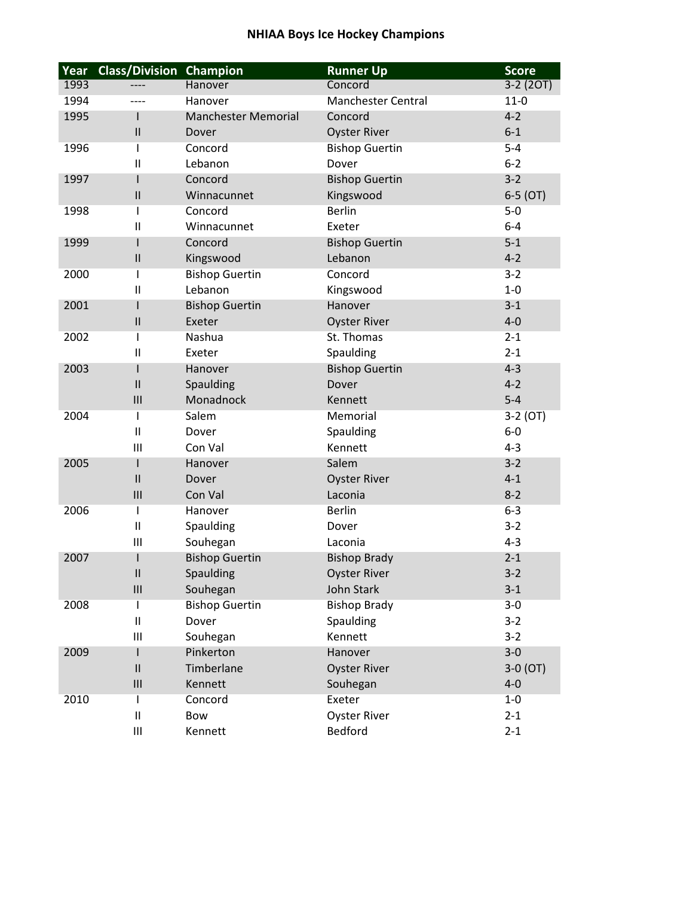# NHIAA Boys Ice Hockey Champions

| Year | Class/Division | Champion | Runner Up | Score |
|---|---|---|---|---|
| 1993 | ---- | Hanover | Concord | 3-2 (2OT) |
| 1994 | ---- | Hanover | Manchester Central | 11-0 |
| 1995 | I | Manchester Memorial | Concord | 4-2 |
| | II | Dover | Oyster River | 6-1 |
| 1996 | I | Concord | Bishop Guertin | 5-4 |
| | II | Lebanon | Dover | 6-2 |
| 1997 | I | Concord | Bishop Guertin | 3-2 |
| | II | Winnacunnet | Kingswood | 6-5 (OT) |
| 1998 | I | Concord | Berlin | 5-0 |
| | II | Winnacunnet | Exeter | 6-4 |
| 1999 | I | Concord | Bishop Guertin | 5-1 |
| | II | Kingswood | Lebanon | 4-2 |
| 2000 | I | Bishop Guertin | Concord | 3-2 |
| | II | Lebanon | Kingswood | 1-0 |
| 2001 | I | Bishop Guertin | Hanover | 3-1 |
| | II | Exeter | Oyster River | 4-0 |
| 2002 | I | Nashua | St. Thomas | 2-1 |
| | II | Exeter | Spaulding | 2-1 |
| 2003 | I | Hanover | Bishop Guertin | 4-3 |
| | II | Spaulding | Dover | 4-2 |
| | III | Monadnock | Kennett | 5-4 |
| 2004 | I | Salem | Memorial | 3-2 (OT) |
| | II | Dover | Spaulding | 6-0 |
| | III | Con Val | Kennett | 4-3 |
| 2005 | I | Hanover | Salem | 3-2 |
| | II | Dover | Oyster River | 4-1 |
| | III | Con Val | Laconia | 8-2 |
| 2006 | I | Hanover | Berlin | 6-3 |
| | II | Spaulding | Dover | 3-2 |
| | III | Souhegan | Laconia | 4-3 |
| 2007 | I | Bishop Guertin | Bishop Brady | 2-1 |
| | II | Spaulding | Oyster River | 3-2 |
| | III | Souhegan | John Stark | 3-1 |
| 2008 | I | Bishop Guertin | Bishop Brady | 3-0 |
| | II | Dover | Spaulding | 3-2 |
| | III | Souhegan | Kennett | 3-2 |
| 2009 | I | Pinkerton | Hanover | 3-0 |
| | II | Timberlane | Oyster River | 3-0 (OT) |
| | III | Kennett | Souhegan | 4-0 |
| 2010 | I | Concord | Exeter | 1-0 |
| | II | Bow | Oyster River | 2-1 |
| | III | Kennett | Bedford | 2-1 |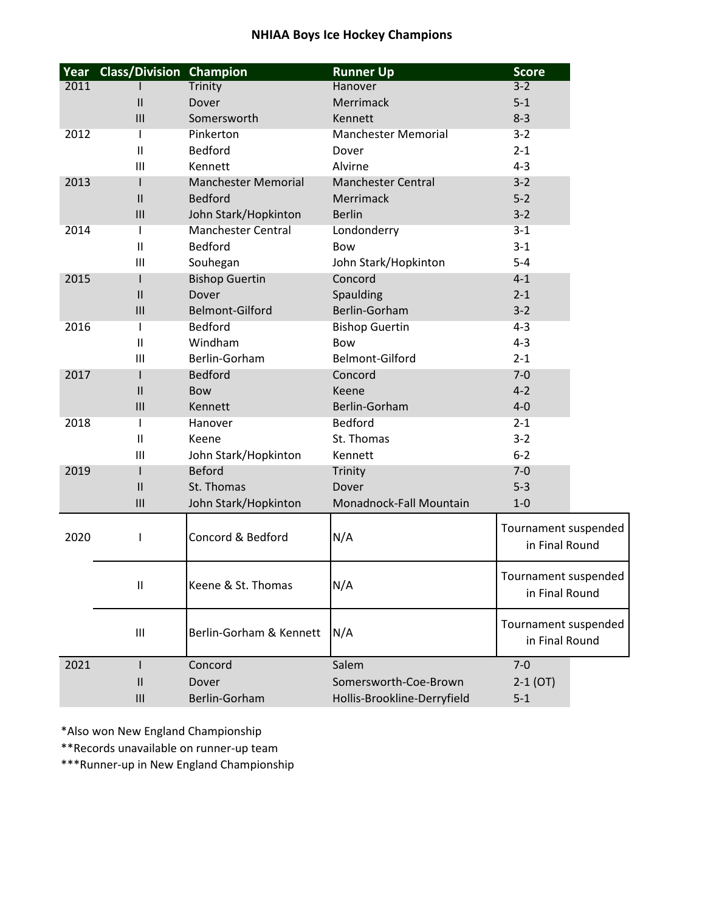# NHIAA Boys Ice Hockey Champions

| Year | Class/Division | Champion | Runner Up | Score |
|---|---|---|---|---|
| 2011 | I | Trinity | Hanover | 3-2 |
| | II | Dover | Merrimack | 5-1 |
| | III | Somersworth | Kennett | 8-3 |
| 2012 | I | Pinkerton | Manchester Memorial | 3-2 |
| | II | Bedford | Dover | 2-1 |
| | III | Kennett | Alvirne | 4-3 |
| 2013 | I | Manchester Memorial | Manchester Central | 3-2 |
| | II | Bedford | Merrimack | 5-2 |
| | III | John Stark/Hopkinton | Berlin | 3-2 |
| 2014 | I | Manchester Central | Londonderry | 3-1 |
| | II | Bedford | Bow | 3-1 |
| | III | Souhegan | John Stark/Hopkinton | 5-4 |
| 2015 | I | Bishop Guertin | Concord | 4-1 |
| | II | Dover | Spaulding | 2-1 |
| | III | Belmont-Gilford | Berlin-Gorham | 3-2 |
| 2016 | I | Bedford | Bishop Guertin | 4-3 |
| | II | Windham | Bow | 4-3 |
| | III | Berlin-Gorham | Belmont-Gilford | 2-1 |
| 2017 | I | Bedford | Concord | 7-0 |
| | II | Bow | Keene | 4-2 |
| | III | Kennett | Berlin-Gorham | 4-0 |
| 2018 | I | Hanover | Bedford | 2-1 |
| | II | Keene | St. Thomas | 3-2 |
| | III | John Stark/Hopkinton | Kennett | 6-2 |
| 2019 | I | Beford | Trinity | 7-0 |
| | II | St. Thomas | Dover | 5-3 |
| | III | John Stark/Hopkinton | Monadnock-Fall Mountain | 1-0 |
| 2020 | I | Concord & Bedford | N/A | Tournament suspended in Final Round |
| | II | Keene & St. Thomas | N/A | Tournament suspended in Final Round |
| | III | Berlin-Gorham & Kennett | N/A | Tournament suspended in Final Round |
| 2021 | I | Concord | Salem | 7-0 |
| | II | Dover | Somersworth-Coe-Brown | 2-1 (OT) |
| | III | Berlin-Gorham | Hollis-Brookline-Derryfield | 5-1 |

*Also won New England Championship

**Records unavailable on runner-up team

***Runner-up in New England Championship